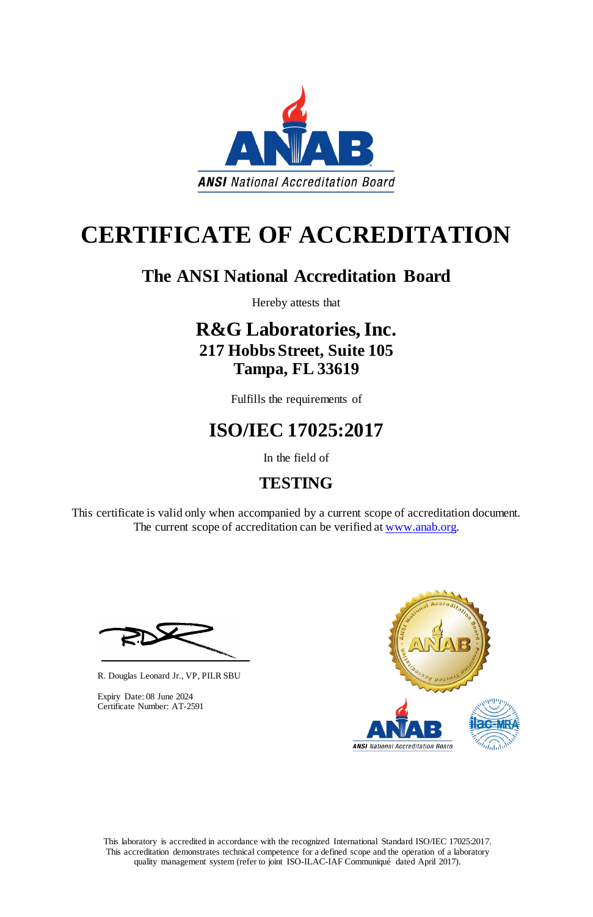ANSI National Accreditation Board

# CERTIFICATE OF ACCREDITATION

## The ANSI National Accreditation Board

Hereby attests that

## R&G Laboratories, Inc.
### 217 Hobbs Street, Suite 105
### Tampa, FL 33619

Fulfills the requirements of

## ISO/IEC 17025:2017

In the field of

## TESTING

This certificate is valid only when accompanied by a current scope of accreditation document. The current scope of accreditation can be verified at www.anab.org.

R. Douglas Leonard Jr., VP, PILR SBU

Expiry Date: 08 June 2024
Certificate Number: AT-2591

This laboratory is accredited in accordance with the recognized International Standard ISO/IEC 17025:2017. This accreditation demonstrates technical competence for a defined scope and the operation of a laboratory quality management system (refer to joint ISO-ILAC-IAF Communiqué dated April 2017).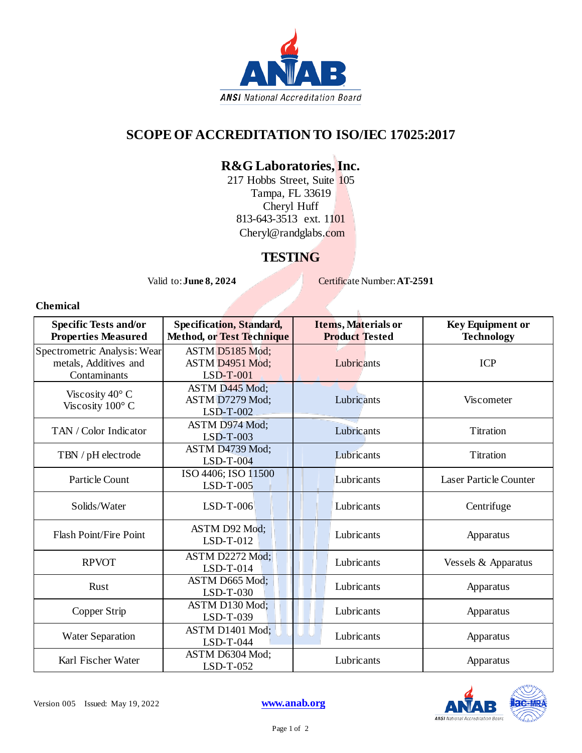# SCOPE OF ACCREDITATION TO ISO/IEC 17025:2017

## R&G Laboratories, Inc.

217 Hobbs Street, Suite 105
Tampa, FL 33619
Cheryl Huff
813-643-3513 ext. 1101
Cheryl@randglabs.com

## TESTING

Valid to: **June 8, 2024** Certificate Number: **AT-2591**

### Chemical

| Specific Tests and/or Properties Measured | Specification, Standard, Method, or Test Technique | Items, Materials or Product Tested | Key Equipment or Technology |
|---|---|---|---|
| Spectrometric Analysis: Wear metals, Additives and Contaminants | ASTM D5185 Mod; ASTM D4951 Mod; LSD-T-001 | Lubricants | ICP |
| Viscosity 40° C Viscosity 100° C | ASTM D445 Mod; ASTM D7279 Mod; LSD-T-002 | Lubricants | Viscometer |
| TAN / Color Indicator | ASTM D974 Mod; LSD-T-003 | Lubricants | Titration |
| TBN / pH electrode | ASTM D4739 Mod; LSD-T-004 | Lubricants | Titration |
| Particle Count | ISO 4406; ISO 11500 LSD-T-005 | Lubricants | Laser Particle Counter |
| Solids/Water | LSD-T-006 | Lubricants | Centrifuge |
| Flash Point/Fire Point | ASTM D92 Mod; LSD-T-012 | Lubricants | Apparatus |
| RPVOT | ASTM D2272 Mod; LSD-T-014 | Lubricants | Vessels & Apparatus |
| Rust | ASTM D665 Mod; LSD-T-030 | Lubricants | Apparatus |
| Copper Strip | ASTM D130 Mod; LSD-T-039 | Lubricants | Apparatus |
| Water Separation | ASTM D1401 Mod; LSD-T-044 | Lubricants | Apparatus |
| Karl Fischer Water | ASTM D6304 Mod; LSD-T-052 | Lubricants | Apparatus |

Version 005 Issued: May 19, 2022 www.anab.org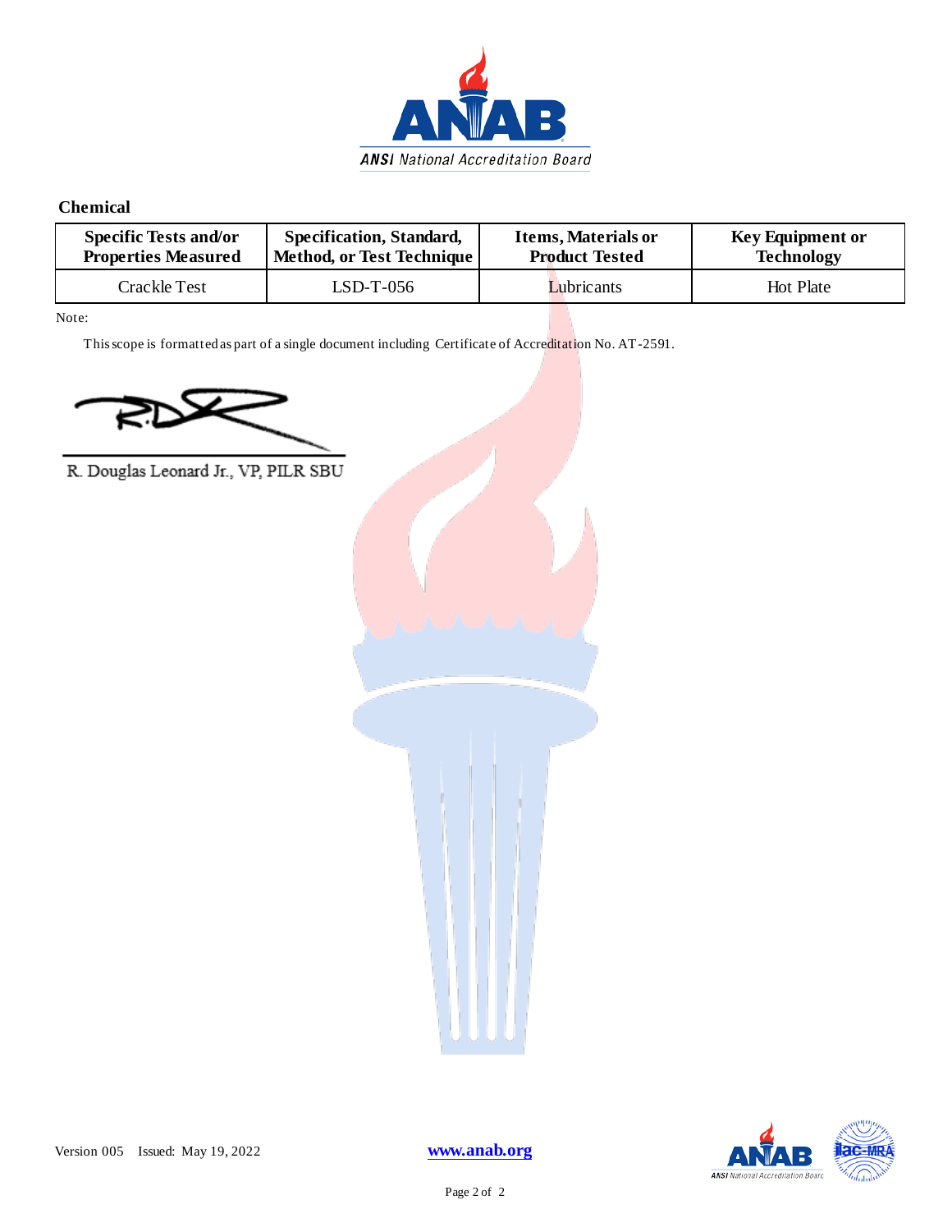## Chemical

| Specific Tests and/or Properties Measured | Specification, Standard, Method, or Test Technique | Items, Materials or Product Tested | Key Equipment or Technology |
|---|---|---|---|
| Crackle Test | LSD-T-056 | Lubricants | Hot Plate |

Note:

This scope is formatted as part of a single document including Certificate of Accreditation No. AT-2591.

R. Douglas Leonard Jr., VP, PILR SBU

Version 005 Issued: May 19, 2022

www.anab.org